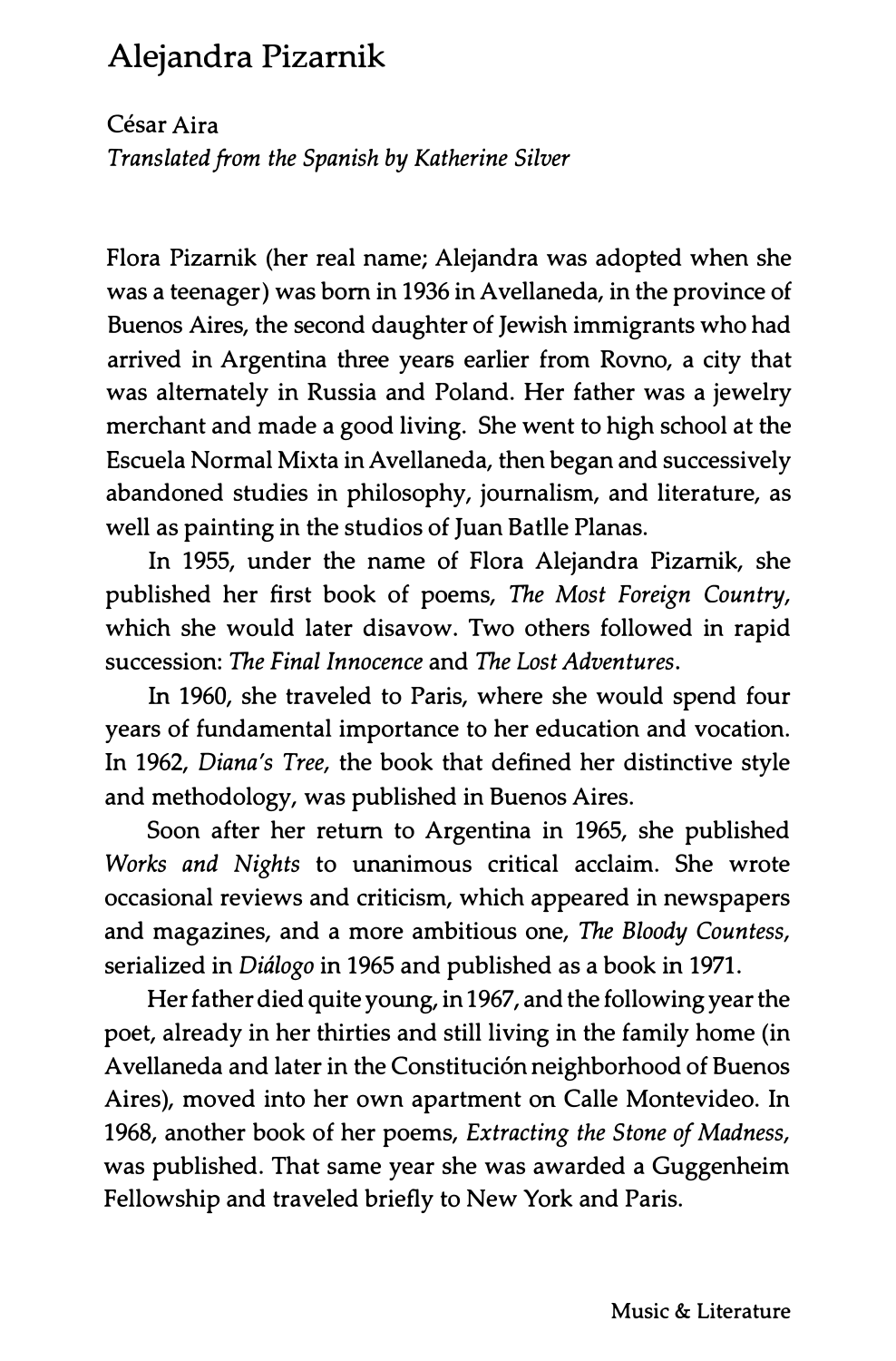# Alejandra Pizarnik

César Aira
*Translated from the Spanish by Katherine Silver*

Flora Pizarnik (her real name; Alejandra was adopted when she was a teenager) was born in 1936 in Avellaneda, in the province of Buenos Aires, the second daughter of Jewish immigrants who had arrived in Argentina three years earlier from Rovno, a city that was alternately in Russia and Poland. Her father was a jewelry merchant and made a good living. She went to high school at the Escuela Normal Mixta in Avellaneda, then began and successively abandoned studies in philosophy, journalism, and literature, as well as painting in the studios of Juan Batlle Planas.

In 1955, under the name of Flora Alejandra Pizarnik, she published her first book of poems, *The Most Foreign Country*, which she would later disavow. Two others followed in rapid succession: *The Final Innocence* and *The Lost Adventures*.

In 1960, she traveled to Paris, where she would spend four years of fundamental importance to her education and vocation. In 1962, *Diana's Tree*, the book that defined her distinctive style and methodology, was published in Buenos Aires.

Soon after her return to Argentina in 1965, she published *Works and Nights* to unanimous critical acclaim. She wrote occasional reviews and criticism, which appeared in newspapers and magazines, and a more ambitious one, *The Bloody Countess*, serialized in *Diálogo* in 1965 and published as a book in 1971.

Her father died quite young, in 1967, and the following year the poet, already in her thirties and still living in the family home (in Avellaneda and later in the Constitución neighborhood of Buenos Aires), moved into her own apartment on Calle Montevideo. In 1968, another book of her poems, *Extracting the Stone of Madness*, was published. That same year she was awarded a Guggenheim Fellowship and traveled briefly to New York and Paris.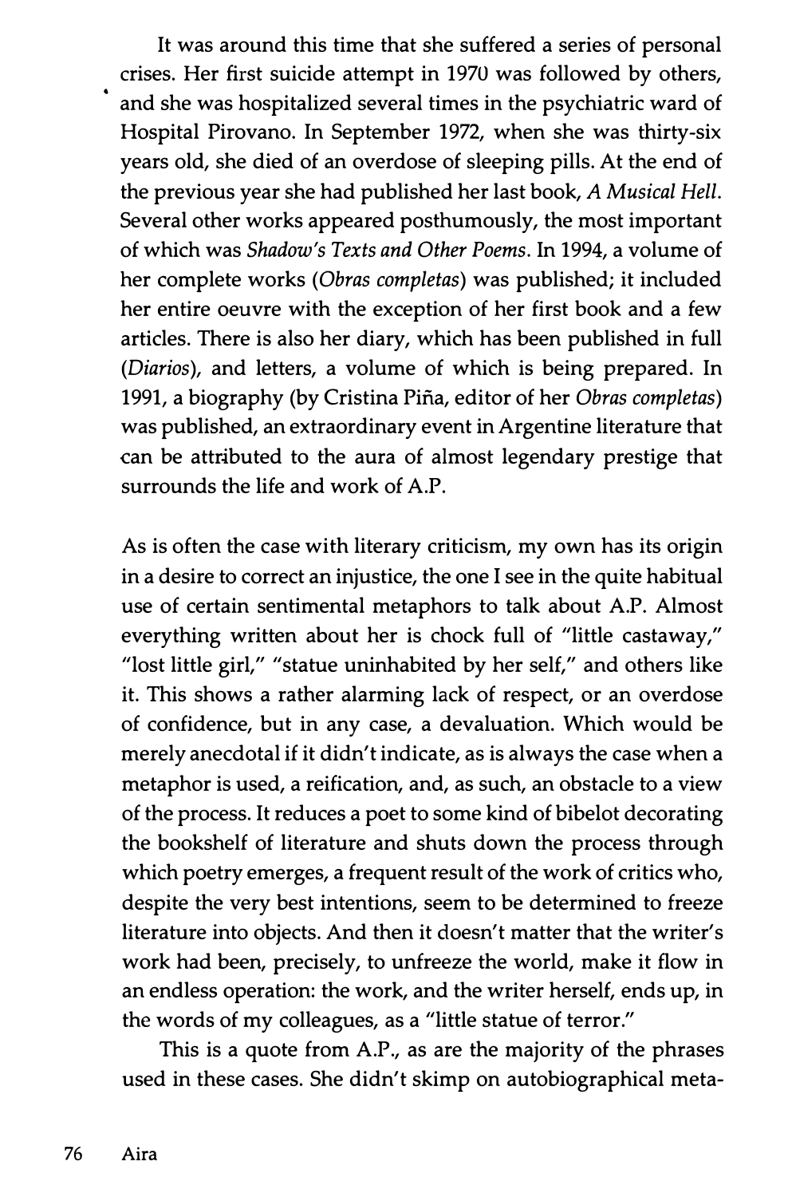It was around this time that she suffered a series of personal crises. Her first suicide attempt in 1970 was followed by others, and she was hospitalized several times in the psychiatric ward of Hospital Pirovano. In September 1972, when she was thirty-six years old, she died of an overdose of sleeping pills. At the end of the previous year she had published her last book, *A Musical Hell*. Several other works appeared posthumously, the most important of which was *Shadow's Texts and Other Poems*. In 1994, a volume of her complete works (*Obras completas*) was published; it included her entire oeuvre with the exception of her first book and a few articles. There is also her diary, which has been published in full (*Diarios*), and letters, a volume of which is being prepared. In 1991, a biography (by Cristina Piña, editor of her *Obras completas*) was published, an extraordinary event in Argentine literature that can be attributed to the aura of almost legendary prestige that surrounds the life and work of A.P.

As is often the case with literary criticism, my own has its origin in a desire to correct an injustice, the one I see in the quite habitual use of certain sentimental metaphors to talk about A.P. Almost everything written about her is chock full of "little castaway," "lost little girl," "statue uninhabited by her self," and others like it. This shows a rather alarming lack of respect, or an overdose of confidence, but in any case, a devaluation. Which would be merely anecdotal if it didn't indicate, as is always the case when a metaphor is used, a reification, and, as such, an obstacle to a view of the process. It reduces a poet to some kind of bibelot decorating the bookshelf of literature and shuts down the process through which poetry emerges, a frequent result of the work of critics who, despite the very best intentions, seem to be determined to freeze literature into objects. And then it doesn't matter that the writer's work had been, precisely, to unfreeze the world, make it flow in an endless operation: the work, and the writer herself, ends up, in the words of my colleagues, as a "little statue of terror."

This is a quote from A.P., as are the majority of the phrases used in these cases. She didn't skimp on autobiographical meta-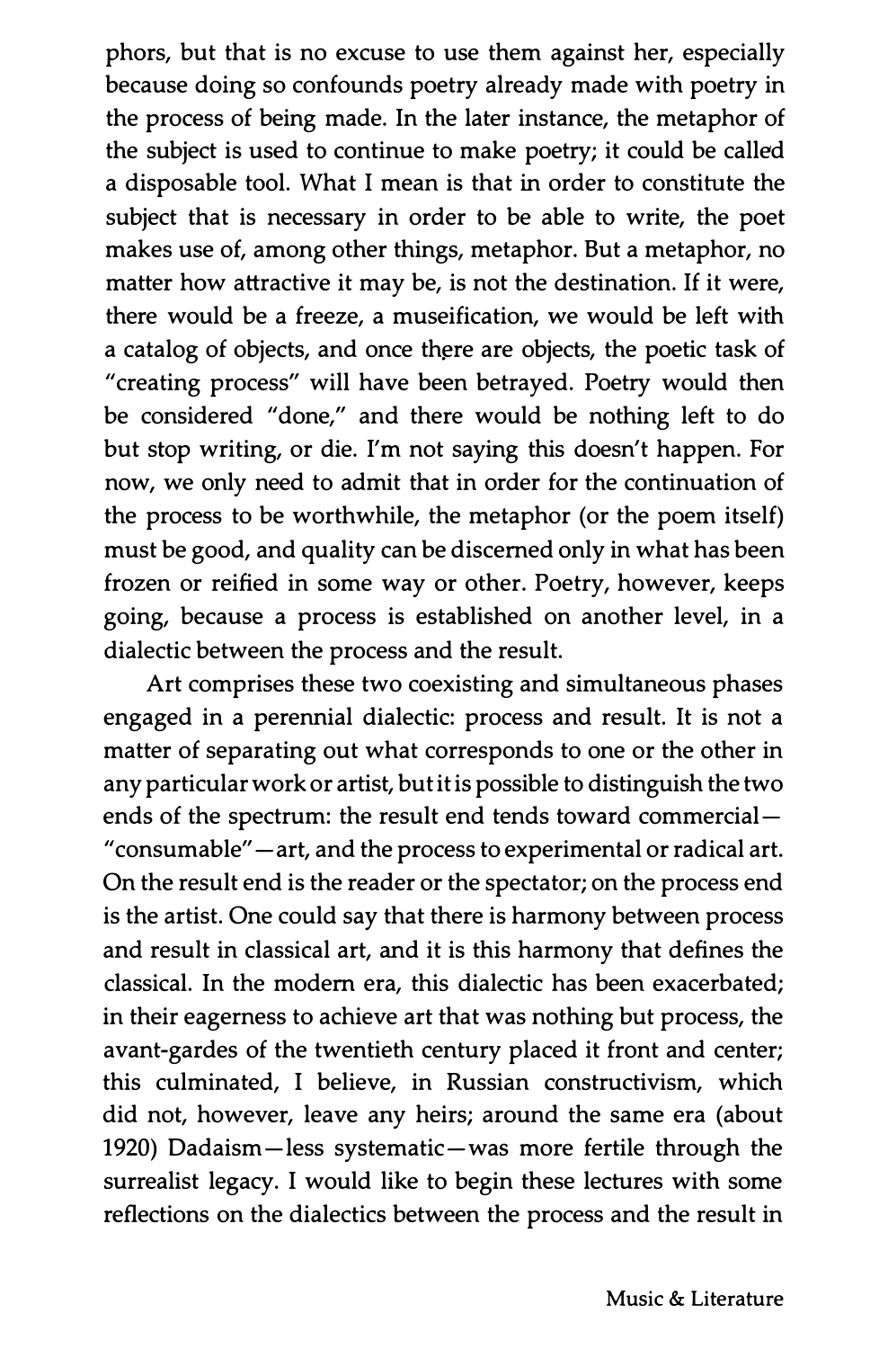phors, but that is no excuse to use them against her, especially because doing so confounds poetry already made with poetry in the process of being made. In the later instance, the metaphor of the subject is used to continue to make poetry; it could be called a disposable tool. What I mean is that in order to constitute the subject that is necessary in order to be able to write, the poet makes use of, among other things, metaphor. But a metaphor, no matter how attractive it may be, is not the destination. If it were, there would be a freeze, a museification, we would be left with a catalog of objects, and once there are objects, the poetic task of "creating process" will have been betrayed. Poetry would then be considered "done," and there would be nothing left to do but stop writing, or die. I'm not saying this doesn't happen. For now, we only need to admit that in order for the continuation of the process to be worthwhile, the metaphor (or the poem itself) must be good, and quality can be discerned only in what has been frozen or reified in some way or other. Poetry, however, keeps going, because a process is established on another level, in a dialectic between the process and the result.

Art comprises these two coexisting and simultaneous phases engaged in a perennial dialectic: process and result. It is not a matter of separating out what corresponds to one or the other in any particular work or artist, but it is possible to distinguish the two ends of the spectrum: the result end tends toward commercial—"consumable"—art, and the process to experimental or radical art. On the result end is the reader or the spectator; on the process end is the artist. One could say that there is harmony between process and result in classical art, and it is this harmony that defines the classical. In the modern era, this dialectic has been exacerbated; in their eagerness to achieve art that was nothing but process, the avant-gardes of the twentieth century placed it front and center; this culminated, I believe, in Russian constructivism, which did not, however, leave any heirs; around the same era (about 1920) Dadaism—less systematic—was more fertile through the surrealist legacy. I would like to begin these lectures with some reflections on the dialectics between the process and the result in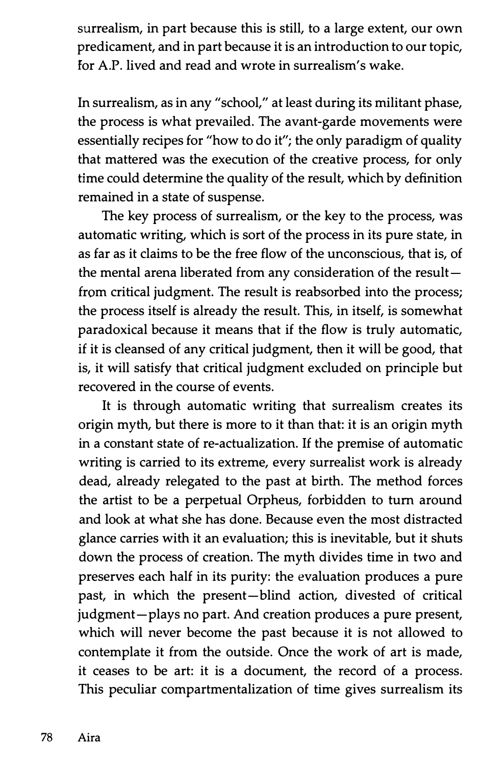surrealism, in part because this is still, to a large extent, our own predicament, and in part because it is an introduction to our topic, for A.P. lived and read and wrote in surrealism's wake.

In surrealism, as in any "school," at least during its militant phase, the process is what prevailed. The avant-garde movements were essentially recipes for "how to do it"; the only paradigm of quality that mattered was the execution of the creative process, for only time could determine the quality of the result, which by definition remained in a state of suspense.

The key process of surrealism, or the key to the process, was automatic writing, which is sort of the process in its pure state, in as far as it claims to be the free flow of the unconscious, that is, of the mental arena liberated from any consideration of the result—from critical judgment. The result is reabsorbed into the process; the process itself is already the result. This, in itself, is somewhat paradoxical because it means that if the flow is truly automatic, if it is cleansed of any critical judgment, then it will be good, that is, it will satisfy that critical judgment excluded on principle but recovered in the course of events.

It is through automatic writing that surrealism creates its origin myth, but there is more to it than that: it is an origin myth in a constant state of re-actualization. If the premise of automatic writing is carried to its extreme, every surrealist work is already dead, already relegated to the past at birth. The method forces the artist to be a perpetual Orpheus, forbidden to turn around and look at what she has done. Because even the most distracted glance carries with it an evaluation; this is inevitable, but it shuts down the process of creation. The myth divides time in two and preserves each half in its purity: the evaluation produces a pure past, in which the present—blind action, divested of critical judgment—plays no part. And creation produces a pure present, which will never become the past because it is not allowed to contemplate it from the outside. Once the work of art is made, it ceases to be art: it is a document, the record of a process. This peculiar compartmentalization of time gives surrealism its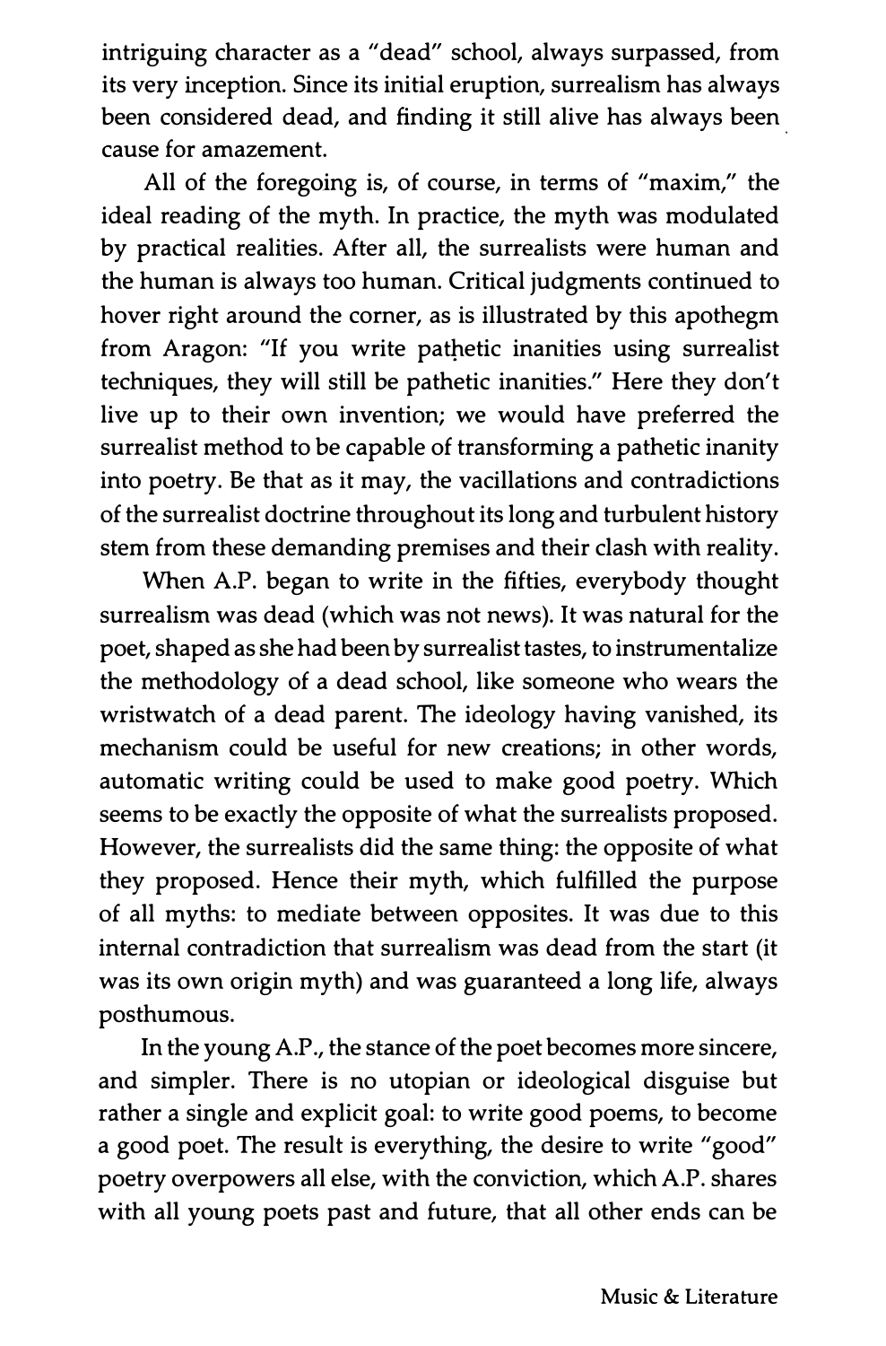intriguing character as a "dead" school, always surpassed, from its very inception. Since its initial eruption, surrealism has always been considered dead, and finding it still alive has always been cause for amazement.

All of the foregoing is, of course, in terms of "maxim," the ideal reading of the myth. In practice, the myth was modulated by practical realities. After all, the surrealists were human and the human is always too human. Critical judgments continued to hover right around the corner, as is illustrated by this apothegm from Aragon: "If you write pathetic inanities using surrealist techniques, they will still be pathetic inanities." Here they don't live up to their own invention; we would have preferred the surrealist method to be capable of transforming a pathetic inanity into poetry. Be that as it may, the vacillations and contradictions of the surrealist doctrine throughout its long and turbulent history stem from these demanding premises and their clash with reality.

When A.P. began to write in the fifties, everybody thought surrealism was dead (which was not news). It was natural for the poet, shaped as she had been by surrealist tastes, to instrumentalize the methodology of a dead school, like someone who wears the wristwatch of a dead parent. The ideology having vanished, its mechanism could be useful for new creations; in other words, automatic writing could be used to make good poetry. Which seems to be exactly the opposite of what the surrealists proposed. However, the surrealists did the same thing: the opposite of what they proposed. Hence their myth, which fulfilled the purpose of all myths: to mediate between opposites. It was due to this internal contradiction that surrealism was dead from the start (it was its own origin myth) and was guaranteed a long life, always posthumous.

In the young A.P., the stance of the poet becomes more sincere, and simpler. There is no utopian or ideological disguise but rather a single and explicit goal: to write good poems, to become a good poet. The result is everything, the desire to write "good" poetry overpowers all else, with the conviction, which A.P. shares with all young poets past and future, that all other ends can be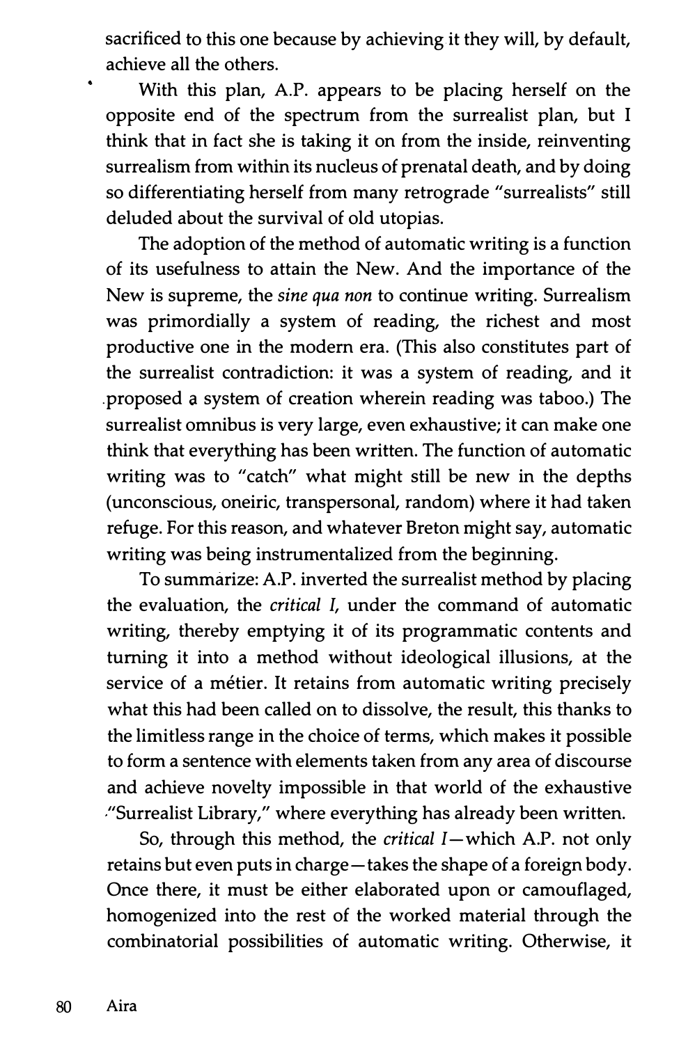sacrificed to this one because by achieving it they will, by default, achieve all the others.

With this plan, A.P. appears to be placing herself on the opposite end of the spectrum from the surrealist plan, but I think that in fact she is taking it on from the inside, reinventing surrealism from within its nucleus of prenatal death, and by doing so differentiating herself from many retrograde "surrealists" still deluded about the survival of old utopias.

The adoption of the method of automatic writing is a function of its usefulness to attain the New. And the importance of the New is supreme, the *sine qua non* to continue writing. Surrealism was primordially a system of reading, the richest and most productive one in the modern era. (This also constitutes part of the surrealist contradiction: it was a system of reading, and it proposed a system of creation wherein reading was taboo.) The surrealist omnibus is very large, even exhaustive; it can make one think that everything has been written. The function of automatic writing was to "catch" what might still be new in the depths (unconscious, oneiric, transpersonal, random) where it had taken refuge. For this reason, and whatever Breton might say, automatic writing was being instrumentalized from the beginning.

To summarize: A.P. inverted the surrealist method by placing the evaluation, the *critical I*, under the command of automatic writing, thereby emptying it of its programmatic contents and turning it into a method without ideological illusions, at the service of a métier. It retains from automatic writing precisely what this had been called on to dissolve, the result, this thanks to the limitless range in the choice of terms, which makes it possible to form a sentence with elements taken from any area of discourse and achieve novelty impossible in that world of the exhaustive "Surrealist Library," where everything has already been written.

So, through this method, the *critical I*—which A.P. not only retains but even puts in charge—takes the shape of a foreign body. Once there, it must be either elaborated upon or camouflaged, homogenized into the rest of the worked material through the combinatorial possibilities of automatic writing. Otherwise, it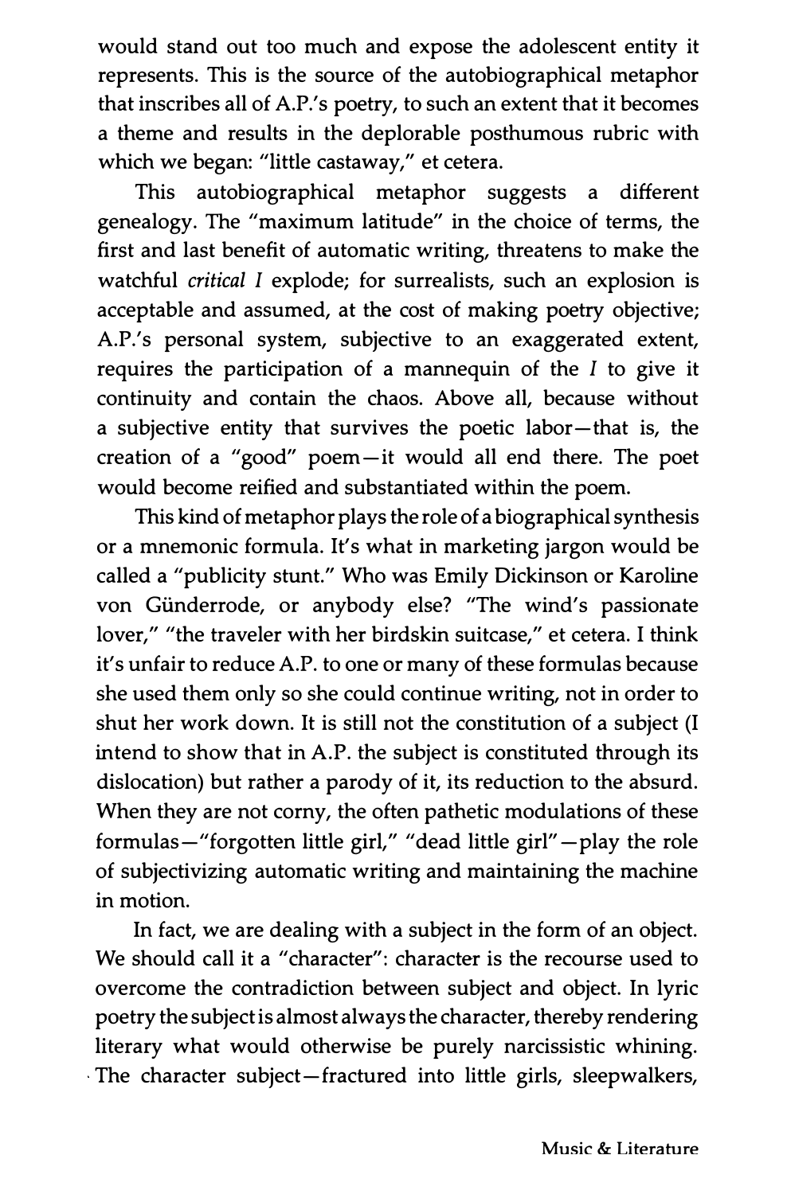would stand out too much and expose the adolescent entity it represents. This is the source of the autobiographical metaphor that inscribes all of A.P.'s poetry, to such an extent that it becomes a theme and results in the deplorable posthumous rubric with which we began: "little castaway," et cetera.

This autobiographical metaphor suggests a different genealogy. The "maximum latitude" in the choice of terms, the first and last benefit of automatic writing, threatens to make the watchful *critical I* explode; for surrealists, such an explosion is acceptable and assumed, at the cost of making poetry objective; A.P.'s personal system, subjective to an exaggerated extent, requires the participation of a mannequin of the *I* to give it continuity and contain the chaos. Above all, because without a subjective entity that survives the poetic labor—that is, the creation of a "good" poem—it would all end there. The poet would become reified and substantiated within the poem.

This kind of metaphor plays the role of a biographical synthesis or a mnemonic formula. It's what in marketing jargon would be called a "publicity stunt." Who was Emily Dickinson or Karoline von Günderrode, or anybody else? "The wind's passionate lover," "the traveler with her birdskin suitcase," et cetera. I think it's unfair to reduce A.P. to one or many of these formulas because she used them only so she could continue writing, not in order to shut her work down. It is still not the constitution of a subject (I intend to show that in A.P. the subject is constituted through its dislocation) but rather a parody of it, its reduction to the absurd. When they are not corny, the often pathetic modulations of these formulas—"forgotten little girl," "dead little girl"—play the role of subjectivizing automatic writing and maintaining the machine in motion.

In fact, we are dealing with a subject in the form of an object. We should call it a "character": character is the recourse used to overcome the contradiction between subject and object. In lyric poetry the subject is almost always the character, thereby rendering literary what would otherwise be purely narcissistic whining. The character subject—fractured into little girls, sleepwalkers,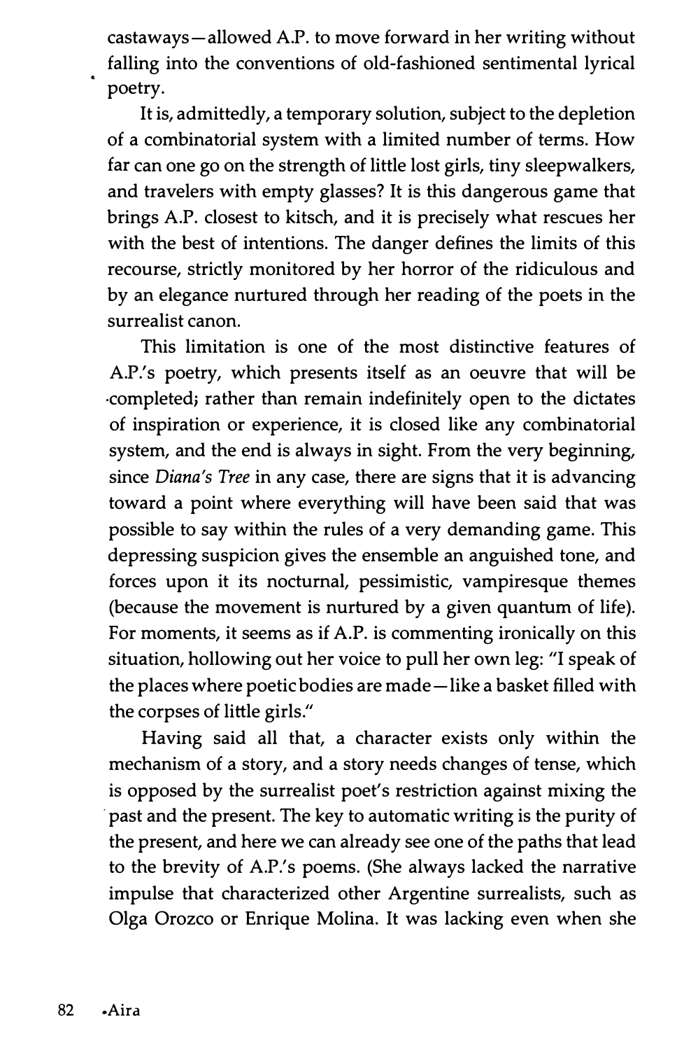castaways—allowed A.P. to move forward in her writing without falling into the conventions of old-fashioned sentimental lyrical poetry.

It is, admittedly, a temporary solution, subject to the depletion of a combinatorial system with a limited number of terms. How far can one go on the strength of little lost girls, tiny sleepwalkers, and travelers with empty glasses? It is this dangerous game that brings A.P. closest to kitsch, and it is precisely what rescues her with the best of intentions. The danger defines the limits of this recourse, strictly monitored by her horror of the ridiculous and by an elegance nurtured through her reading of the poets in the surrealist canon.

This limitation is one of the most distinctive features of A.P.'s poetry, which presents itself as an oeuvre that will be completed; rather than remain indefinitely open to the dictates of inspiration or experience, it is closed like any combinatorial system, and the end is always in sight. From the very beginning, since *Diana's Tree* in any case, there are signs that it is advancing toward a point where everything will have been said that was possible to say within the rules of a very demanding game. This depressing suspicion gives the ensemble an anguished tone, and forces upon it its nocturnal, pessimistic, vampiresque themes (because the movement is nurtured by a given quantum of life). For moments, it seems as if A.P. is commenting ironically on this situation, hollowing out her voice to pull her own leg: "I speak of the places where poetic bodies are made—like a basket filled with the corpses of little girls."

Having said all that, a character exists only within the mechanism of a story, and a story needs changes of tense, which is opposed by the surrealist poet's restriction against mixing the past and the present. The key to automatic writing is the purity of the present, and here we can already see one of the paths that lead to the brevity of A.P.'s poems. (She always lacked the narrative impulse that characterized other Argentine surrealists, such as Olga Orozco or Enrique Molina. It was lacking even when she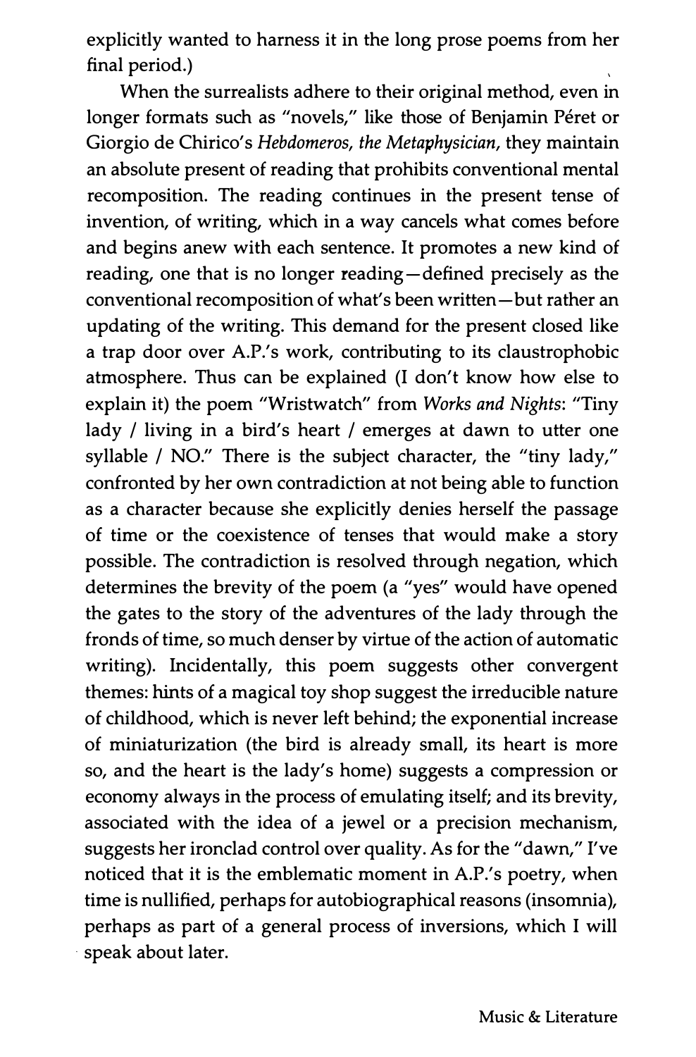explicitly wanted to harness it in the long prose poems from her final period.)

When the surrealists adhere to their original method, even in longer formats such as "novels," like those of Benjamin Péret or Giorgio de Chirico's *Hebdomeros, the Metaphysician*, they maintain an absolute present of reading that prohibits conventional mental recomposition. The reading continues in the present tense of invention, of writing, which in a way cancels what comes before and begins anew with each sentence. It promotes a new kind of reading, one that is no longer reading—defined precisely as the conventional recomposition of what's been written—but rather an updating of the writing. This demand for the present closed like a trap door over A.P.'s work, contributing to its claustrophobic atmosphere. Thus can be explained (I don't know how else to explain it) the poem "Wristwatch" from *Works and Nights*: "Tiny lady / living in a bird's heart / emerges at dawn to utter one syllable / NO." There is the subject character, the "tiny lady," confronted by her own contradiction at not being able to function as a character because she explicitly denies herself the passage of time or the coexistence of tenses that would make a story possible. The contradiction is resolved through negation, which determines the brevity of the poem (a "yes" would have opened the gates to the story of the adventures of the lady through the fronds of time, so much denser by virtue of the action of automatic writing). Incidentally, this poem suggests other convergent themes: hints of a magical toy shop suggest the irreducible nature of childhood, which is never left behind; the exponential increase of miniaturization (the bird is already small, its heart is more so, and the heart is the lady's home) suggests a compression or economy always in the process of emulating itself; and its brevity, associated with the idea of a jewel or a precision mechanism, suggests her ironclad control over quality. As for the "dawn," I've noticed that it is the emblematic moment in A.P.'s poetry, when time is nullified, perhaps for autobiographical reasons (insomnia), perhaps as part of a general process of inversions, which I will speak about later.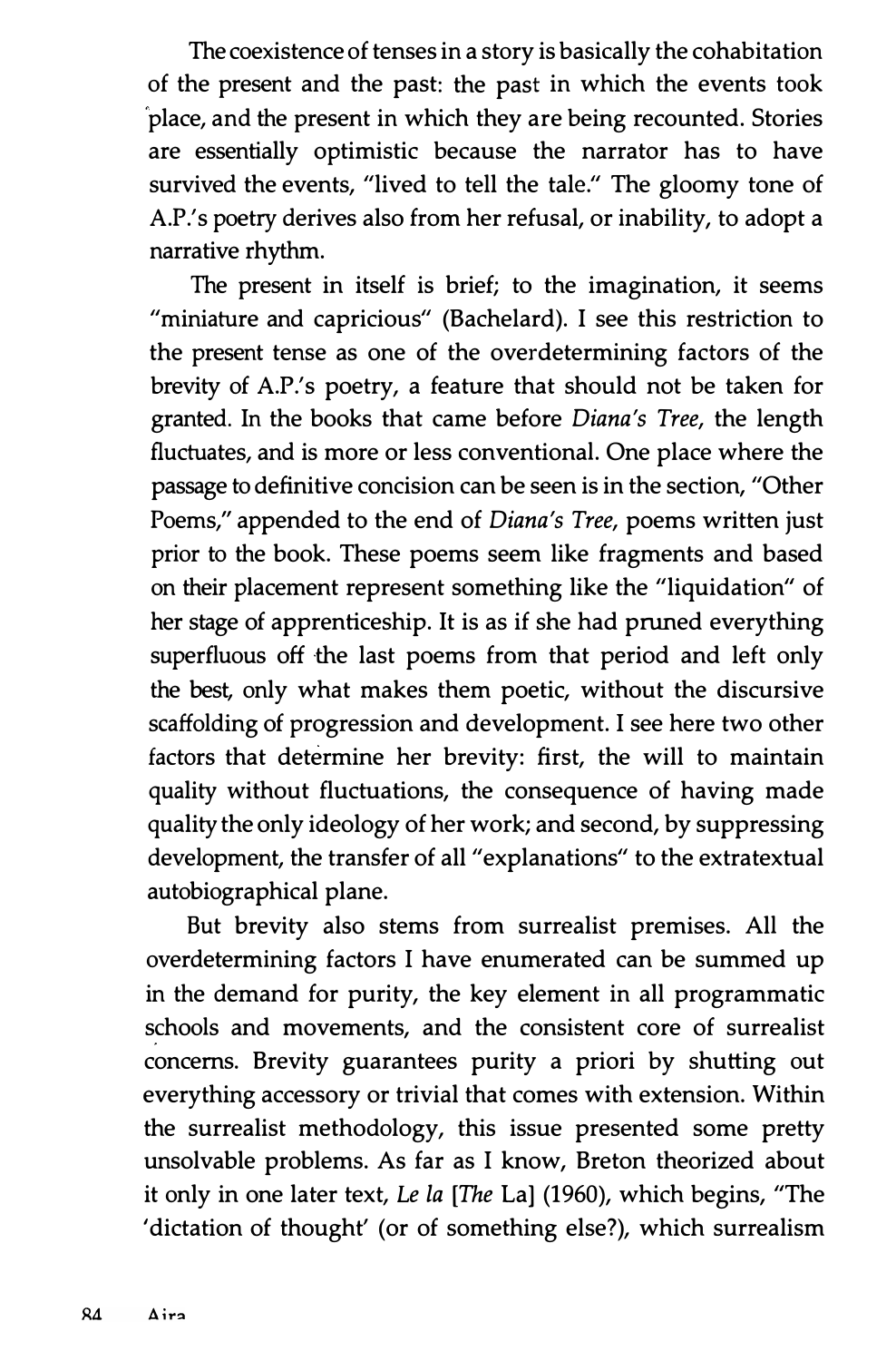The coexistence of tenses in a story is basically the cohabitation of the present and the past: the past in which the events took place, and the present in which they are being recounted. Stories are essentially optimistic because the narrator has to have survived the events, "lived to tell the tale." The gloomy tone of A.P.'s poetry derives also from her refusal, or inability, to adopt a narrative rhythm.

The present in itself is brief; to the imagination, it seems "miniature and capricious" (Bachelard). I see this restriction to the present tense as one of the overdetermining factors of the brevity of A.P.'s poetry, a feature that should not be taken for granted. In the books that came before *Diana's Tree*, the length fluctuates, and is more or less conventional. One place where the passage to definitive concision can be seen is in the section, "Other Poems," appended to the end of *Diana's Tree*, poems written just prior to the book. These poems seem like fragments and based on their placement represent something like the "liquidation" of her stage of apprenticeship. It is as if she had pruned everything superfluous off the last poems from that period and left only the best, only what makes them poetic, without the discursive scaffolding of progression and development. I see here two other factors that determine her brevity: first, the will to maintain quality without fluctuations, the consequence of having made quality the only ideology of her work; and second, by suppressing development, the transfer of all "explanations" to the extratextual autobiographical plane.

But brevity also stems from surrealist premises. All the overdetermining factors I have enumerated can be summed up in the demand for purity, the key element in all programmatic schools and movements, and the consistent core of surrealist concerns. Brevity guarantees purity a priori by shutting out everything accessory or trivial that comes with extension. Within the surrealist methodology, this issue presented some pretty unsolvable problems. As far as I know, Breton theorized about it only in one later text, *Le la* [*The* La] (1960), which begins, "The 'dictation of thought' (or of something else?), which surrealism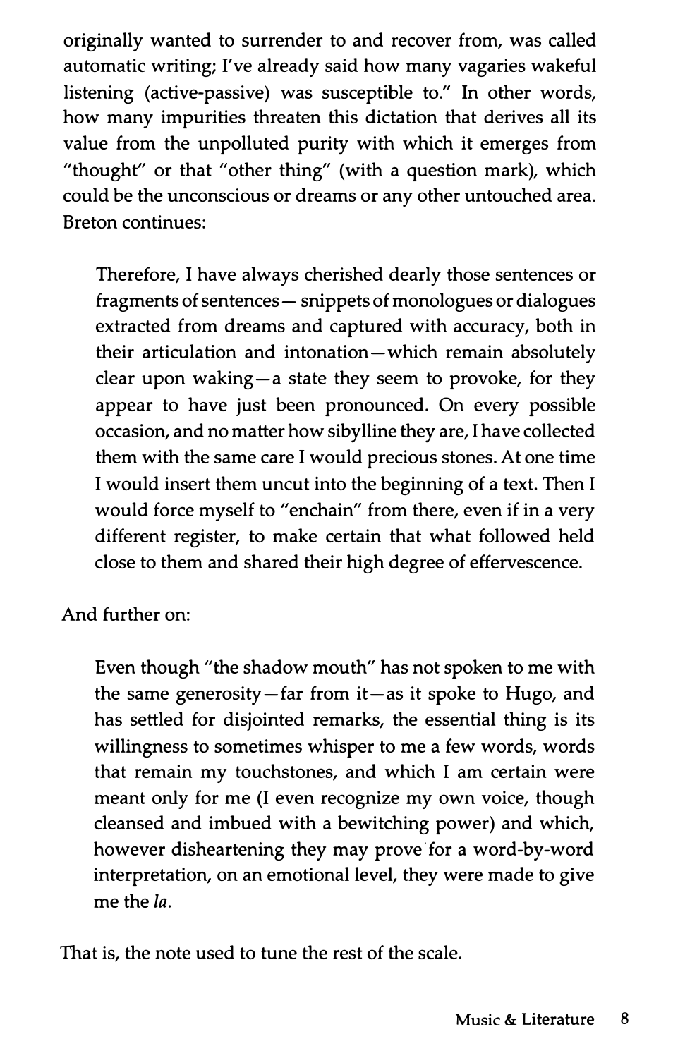originally wanted to surrender to and recover from, was called automatic writing; I've already said how many vagaries wakeful listening (active-passive) was susceptible to." In other words, how many impurities threaten this dictation that derives all its value from the unpolluted purity with which it emerges from "thought" or that "other thing" (with a question mark), which could be the unconscious or dreams or any other untouched area. Breton continues:

> Therefore, I have always cherished dearly those sentences or fragments of sentences— snippets of monologues or dialogues extracted from dreams and captured with accuracy, both in their articulation and intonation—which remain absolutely clear upon waking—a state they seem to provoke, for they appear to have just been pronounced. On every possible occasion, and no matter how sibylline they are, I have collected them with the same care I would precious stones. At one time I would insert them uncut into the beginning of a text. Then I would force myself to "enchain" from there, even if in a very different register, to make certain that what followed held close to them and shared their high degree of effervescence.

And further on:

> Even though "the shadow mouth" has not spoken to me with the same generosity—far from it—as it spoke to Hugo, and has settled for disjointed remarks, the essential thing is its willingness to sometimes whisper to me a few words, words that remain my touchstones, and which I am certain were meant only for me (I even recognize my own voice, though cleansed and imbued with a bewitching power) and which, however disheartening they may prove for a word-by-word interpretation, on an emotional level, they were made to give me the *la*.

That is, the note used to tune the rest of the scale.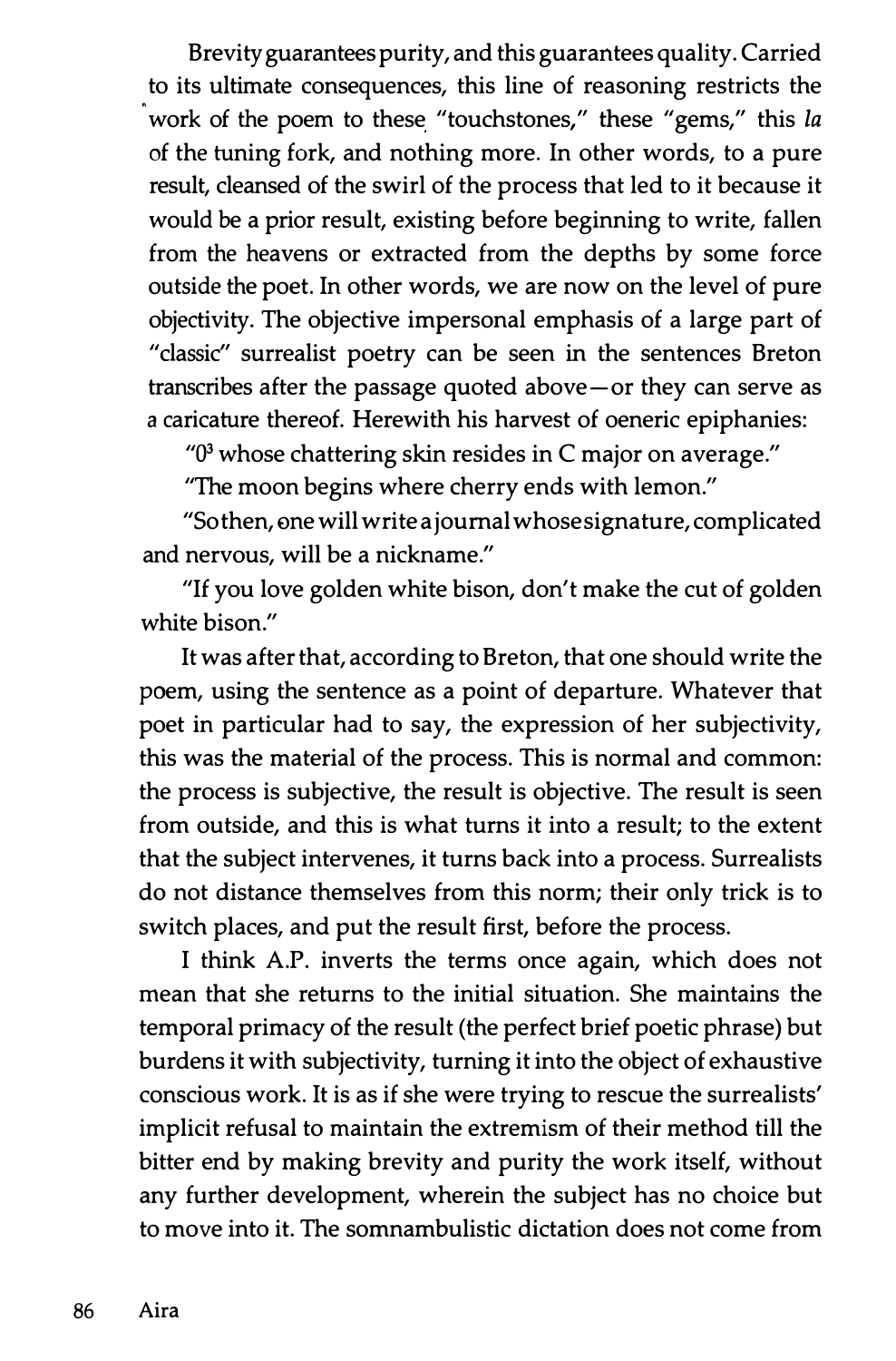Brevity guarantees purity, and this guarantees quality. Carried to its ultimate consequences, this line of reasoning restricts the work of the poem to these "touchstones," these "gems," this *la* of the tuning fork, and nothing more. In other words, to a pure result, cleansed of the swirl of the process that led to it because it would be a prior result, existing before beginning to write, fallen from the heavens or extracted from the depths by some force outside the poet. In other words, we are now on the level of pure objectivity. The objective impersonal emphasis of a large part of "classic" surrealist poetry can be seen in the sentences Breton transcribes after the passage quoted above—or they can serve as a caricature thereof. Herewith his harvest of oeneric epiphanies:

"$0^3$ whose chattering skin resides in C major on average."

"The moon begins where cherry ends with lemon."

"So then, one will write a journal whose signature, complicated and nervous, will be a nickname."

"If you love golden white bison, don't make the cut of golden white bison."

It was after that, according to Breton, that one should write the poem, using the sentence as a point of departure. Whatever that poet in particular had to say, the expression of her subjectivity, this was the material of the process. This is normal and common: the process is subjective, the result is objective. The result is seen from outside, and this is what turns it into a result; to the extent that the subject intervenes, it turns back into a process. Surrealists do not distance themselves from this norm; their only trick is to switch places, and put the result first, before the process.

I think A.P. inverts the terms once again, which does not mean that she returns to the initial situation. She maintains the temporal primacy of the result (the perfect brief poetic phrase) but burdens it with subjectivity, turning it into the object of exhaustive conscious work. It is as if she were trying to rescue the surrealists' implicit refusal to maintain the extremism of their method till the bitter end by making brevity and purity the work itself, without any further development, wherein the subject has no choice but to move into it. The somnambulistic dictation does not come from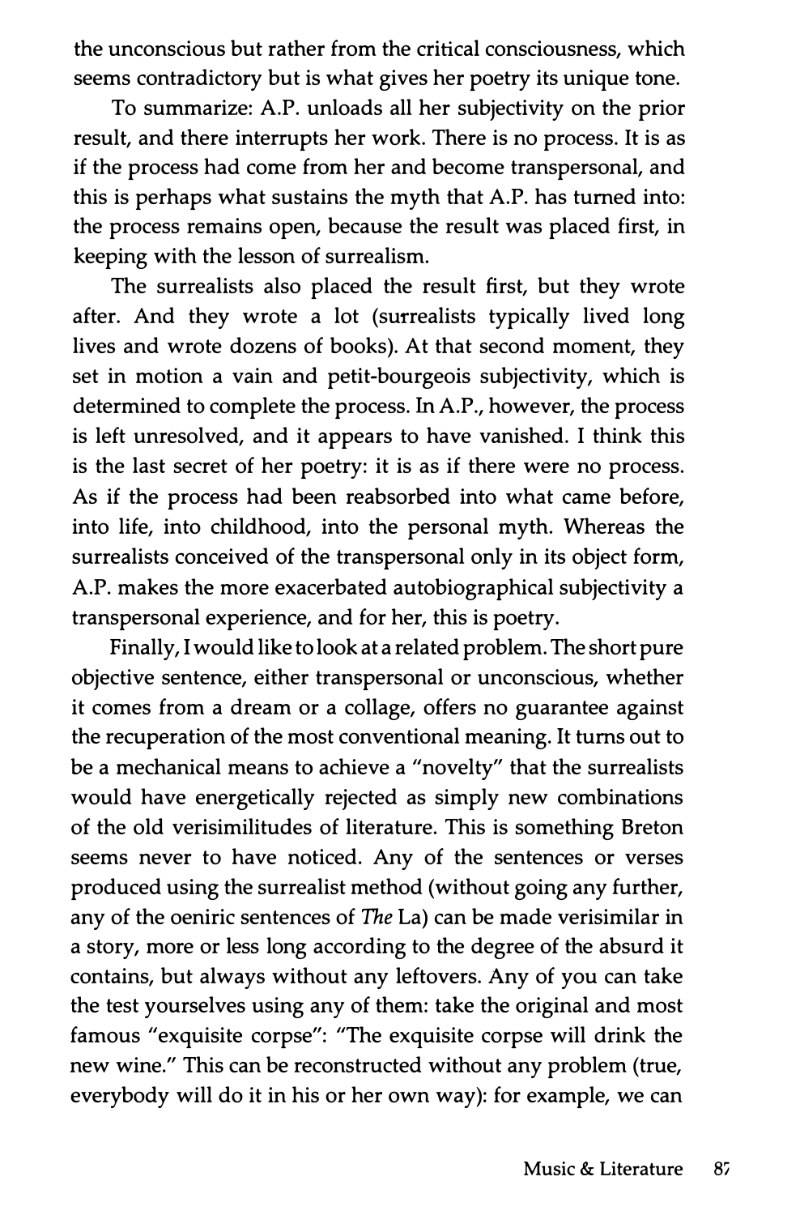the unconscious but rather from the critical consciousness, which seems contradictory but is what gives her poetry its unique tone.

To summarize: A.P. unloads all her subjectivity on the prior result, and there interrupts her work. There is no process. It is as if the process had come from her and become transpersonal, and this is perhaps what sustains the myth that A.P. has turned into: the process remains open, because the result was placed first, in keeping with the lesson of surrealism.

The surrealists also placed the result first, but they wrote after. And they wrote a lot (surrealists typically lived long lives and wrote dozens of books). At that second moment, they set in motion a vain and petit-bourgeois subjectivity, which is determined to complete the process. In A.P., however, the process is left unresolved, and it appears to have vanished. I think this is the last secret of her poetry: it is as if there were no process. As if the process had been reabsorbed into what came before, into life, into childhood, into the personal myth. Whereas the surrealists conceived of the transpersonal only in its object form, A.P. makes the more exacerbated autobiographical subjectivity a transpersonal experience, and for her, this is poetry.

Finally, I would like to look at a related problem. The short pure objective sentence, either transpersonal or unconscious, whether it comes from a dream or a collage, offers no guarantee against the recuperation of the most conventional meaning. It turns out to be a mechanical means to achieve a "novelty" that the surrealists would have energetically rejected as simply new combinations of the old verisimilitudes of literature. This is something Breton seems never to have noticed. Any of the sentences or verses produced using the surrealist method (without going any further, any of the oeniric sentences of *The* La) can be made verisimilar in a story, more or less long according to the degree of the absurd it contains, but always without any leftovers. Any of you can take the test yourselves using any of them: take the original and most famous "exquisite corpse": "The exquisite corpse will drink the new wine." This can be reconstructed without any problem (true, everybody will do it in his or her own way): for example, we can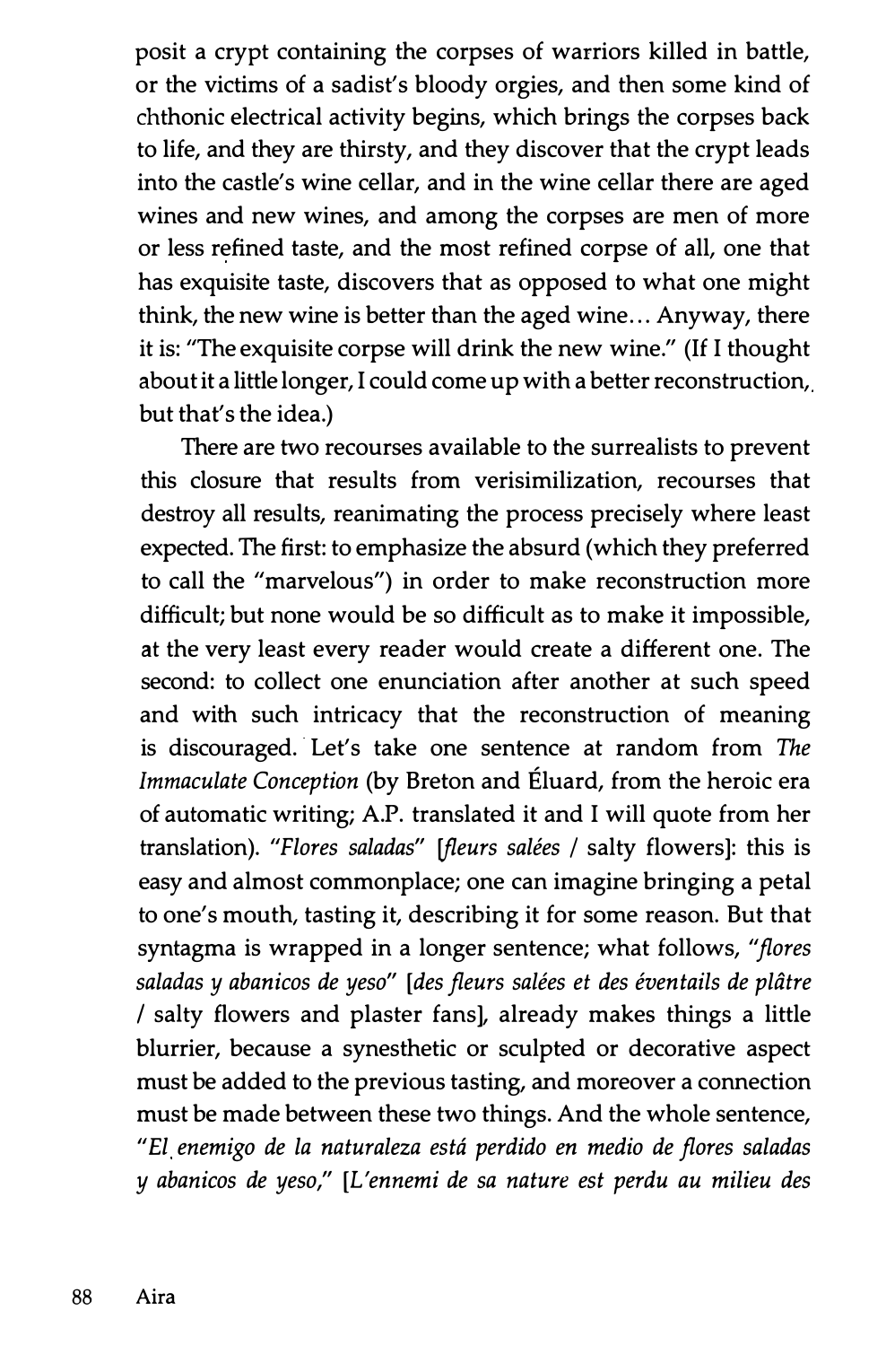posit a crypt containing the corpses of warriors killed in battle, or the victims of a sadist's bloody orgies, and then some kind of chthonic electrical activity begins, which brings the corpses back to life, and they are thirsty, and they discover that the crypt leads into the castle's wine cellar, and in the wine cellar there are aged wines and new wines, and among the corpses are men of more or less refined taste, and the most refined corpse of all, one that has exquisite taste, discovers that as opposed to what one might think, the new wine is better than the aged wine… Anyway, there it is: "The exquisite corpse will drink the new wine." (If I thought about it a little longer, I could come up with a better reconstruction, but that's the idea.)

There are two recourses available to the surrealists to prevent this closure that results from verisimilization, recourses that destroy all results, reanimating the process precisely where least expected. The first: to emphasize the absurd (which they preferred to call the "marvelous") in order to make reconstruction more difficult; but none would be so difficult as to make it impossible, at the very least every reader would create a different one. The second: to collect one enunciation after another at such speed and with such intricacy that the reconstruction of meaning is discouraged. Let's take one sentence at random from *The Immaculate Conception* (by Breton and Éluard, from the heroic era of automatic writing; A.P. translated it and I will quote from her translation). *"Flores saladas"* [*fleurs salées* / salty flowers]: this is easy and almost commonplace; one can imagine bringing a petal to one's mouth, tasting it, describing it for some reason. But that syntagma is wrapped in a longer sentence; what follows, *"flores saladas y abanicos de yeso"* [*des fleurs salées et des éventails de plâtre* / salty flowers and plaster fans], already makes things a little blurrier, because a synesthetic or sculpted or decorative aspect must be added to the previous tasting, and moreover a connection must be made between these two things. And the whole sentence, *"El enemigo de la naturaleza está perdido en medio de flores saladas y abanicos de yeso,"* [*L'ennemi de sa nature est perdu au milieu des*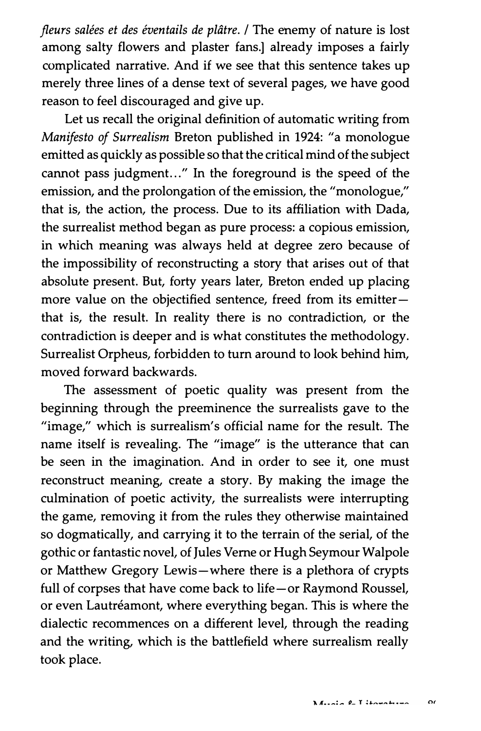*fleurs salées et des éventails de plâtre.* / The enemy of nature is lost among salty flowers and plaster fans.] already imposes a fairly complicated narrative. And if we see that this sentence takes up merely three lines of a dense text of several pages, we have good reason to feel discouraged and give up.

Let us recall the original definition of automatic writing from *Manifesto of Surrealism* Breton published in 1924: "a monologue emitted as quickly as possible so that the critical mind of the subject cannot pass judgment..." In the foreground is the speed of the emission, and the prolongation of the emission, the "monologue," that is, the action, the process. Due to its affiliation with Dada, the surrealist method began as pure process: a copious emission, in which meaning was always held at degree zero because of the impossibility of reconstructing a story that arises out of that absolute present. But, forty years later, Breton ended up placing more value on the objectified sentence, freed from its emitter—that is, the result. In reality there is no contradiction, or the contradiction is deeper and is what constitutes the methodology. Surrealist Orpheus, forbidden to turn around to look behind him, moved forward backwards.

The assessment of poetic quality was present from the beginning through the preeminence the surrealists gave to the "image," which is surrealism's official name for the result. The name itself is revealing. The "image" is the utterance that can be seen in the imagination. And in order to see it, one must reconstruct meaning, create a story. By making the image the culmination of poetic activity, the surrealists were interrupting the game, removing it from the rules they otherwise maintained so dogmatically, and carrying it to the terrain of the serial, of the gothic or fantastic novel, of Jules Verne or Hugh Seymour Walpole or Matthew Gregory Lewis—where there is a plethora of crypts full of corpses that have come back to life—or Raymond Roussel, or even Lautréamont, where everything began. This is where the dialectic recommences on a different level, through the reading and the writing, which is the battlefield where surrealism really took place.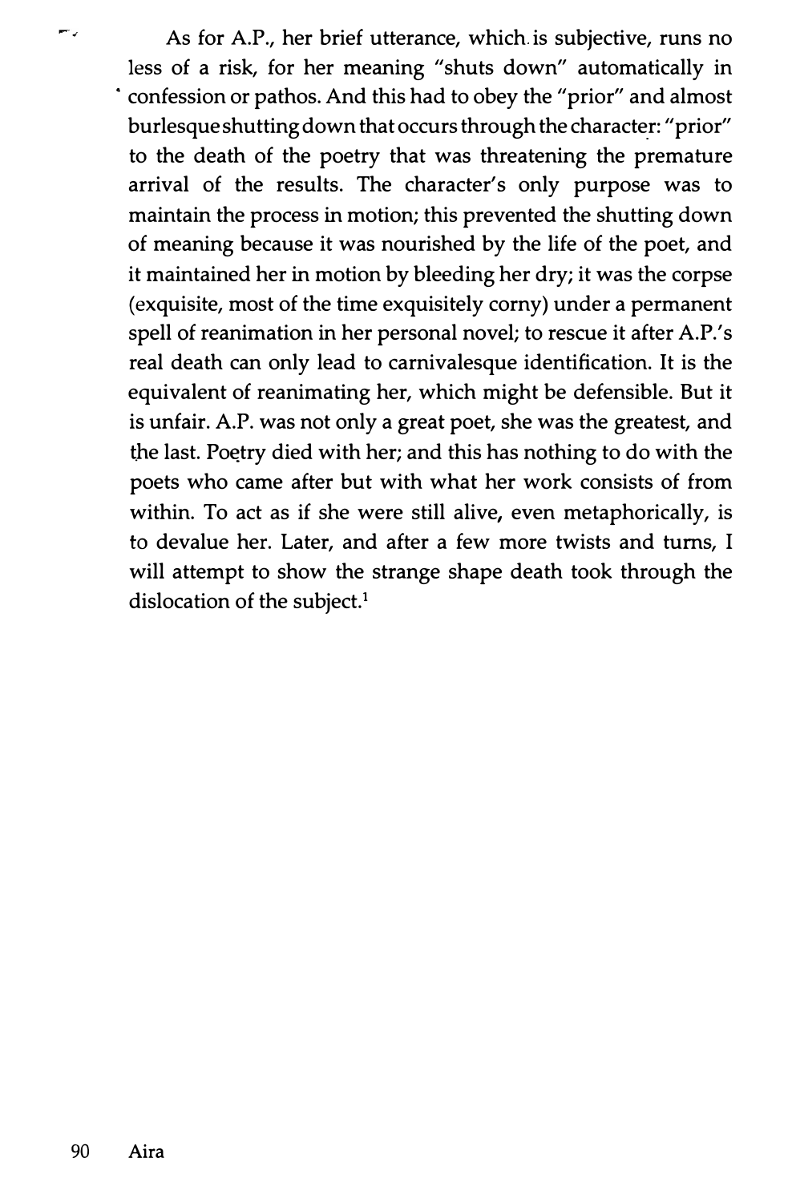As for A.P., her brief utterance, which is subjective, runs no less of a risk, for her meaning "shuts down" automatically in confession or pathos. And this had to obey the "prior" and almost burlesque shutting down that occurs through the character: "prior" to the death of the poetry that was threatening the premature arrival of the results. The character's only purpose was to maintain the process in motion; this prevented the shutting down of meaning because it was nourished by the life of the poet, and it maintained her in motion by bleeding her dry; it was the corpse (exquisite, most of the time exquisitely corny) under a permanent spell of reanimation in her personal novel; to rescue it after A.P.'s real death can only lead to carnivalesque identification. It is the equivalent of reanimating her, which might be defensible. But it is unfair. A.P. was not only a great poet, she was the greatest, and the last. Poetry died with her; and this has nothing to do with the poets who came after but with what her work consists of from within. To act as if she were still alive, even metaphorically, is to devalue her. Later, and after a few more twists and turns, I will attempt to show the strange shape death took through the dislocation of the subject.[1]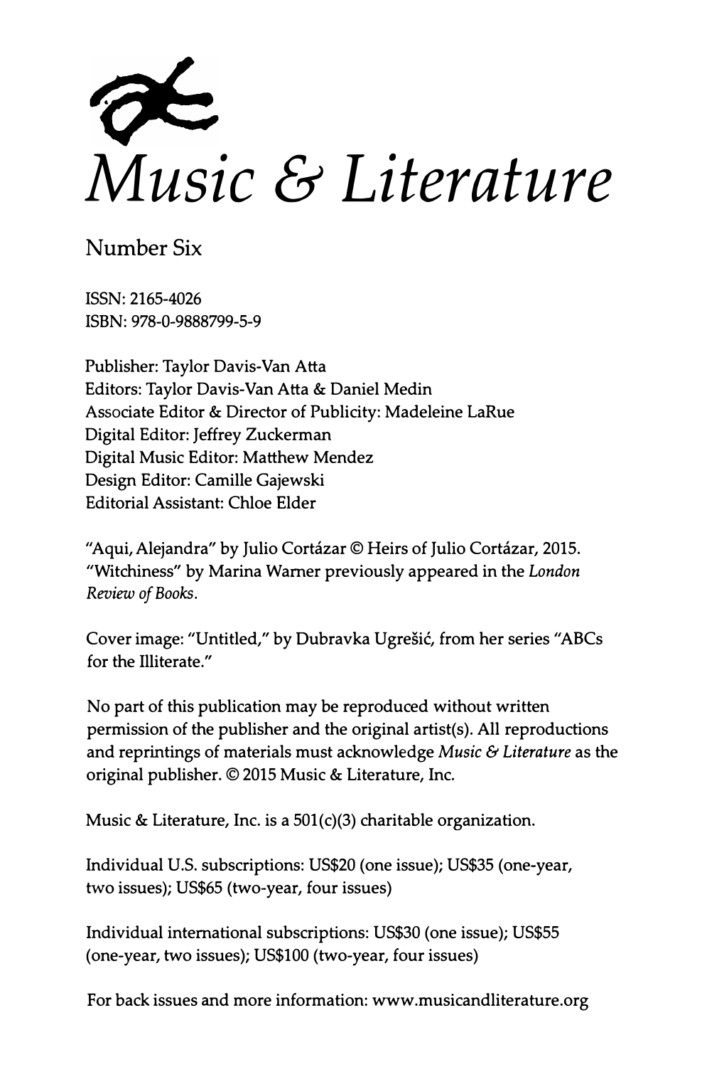# *Music & Literature*

Number Six

ISSN: 2165-4026
ISBN: 978-0-9888799-5-9

Publisher: Taylor Davis-Van Atta
Editors: Taylor Davis-Van Atta & Daniel Medin
Associate Editor & Director of Publicity: Madeleine LaRue
Digital Editor: Jeffrey Zuckerman
Digital Music Editor: Matthew Mendez
Design Editor: Camille Gajewski
Editorial Assistant: Chloe Elder

"Aqui, Alejandra" by Julio Cortázar © Heirs of Julio Cortázar, 2015.
"Witchiness" by Marina Warner previously appeared in the *London Review of Books*.

Cover image: "Untitled," by Dubravka Ugrešić, from her series "ABCs for the Illiterate."

No part of this publication may be reproduced without written permission of the publisher and the original artist(s). All reproductions and reprintings of materials must acknowledge *Music & Literature* as the original publisher. © 2015 Music & Literature, Inc.

Music & Literature, Inc. is a 501(c)(3) charitable organization.

Individual U.S. subscriptions: US$20 (one issue); US$35 (one-year, two issues); US$65 (two-year, four issues)

Individual international subscriptions: US$30 (one issue); US$55 (one-year, two issues); US$100 (two-year, four issues)

For back issues and more information: www.musicandliterature.org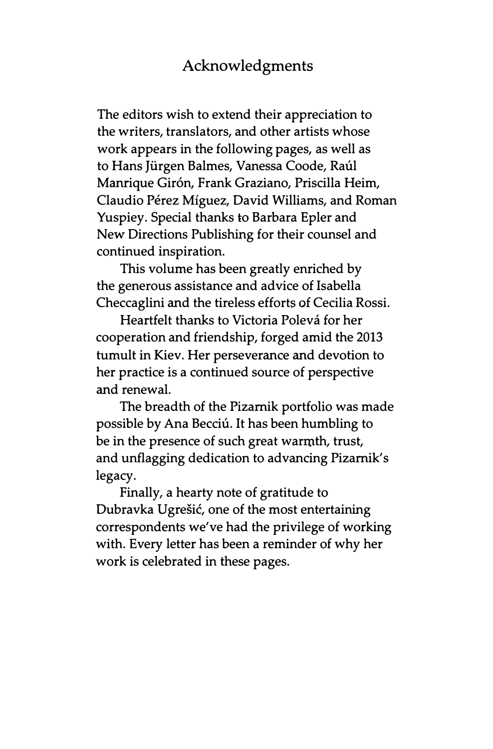# Acknowledgments

The editors wish to extend their appreciation to the writers, translators, and other artists whose work appears in the following pages, as well as to Hans Jürgen Balmes, Vanessa Coode, Raúl Manrique Girón, Frank Graziano, Priscilla Heim, Claudio Pérez Míguez, David Williams, and Roman Yuspiey. Special thanks to Barbara Epler and New Directions Publishing for their counsel and continued inspiration.

This volume has been greatly enriched by the generous assistance and advice of Isabella Checcaglini and the tireless efforts of Cecilia Rossi.

Heartfelt thanks to Victoria Polevá for her cooperation and friendship, forged amid the 2013 tumult in Kiev. Her perseverance and devotion to her practice is a continued source of perspective and renewal.

The breadth of the Pizarnik portfolio was made possible by Ana Becciú. It has been humbling to be in the presence of such great warmth, trust, and unflagging dedication to advancing Pizarnik's legacy.

Finally, a hearty note of gratitude to Dubravka Ugrešić, one of the most entertaining correspondents we've had the privilege of working with. Every letter has been a reminder of why her work is celebrated in these pages.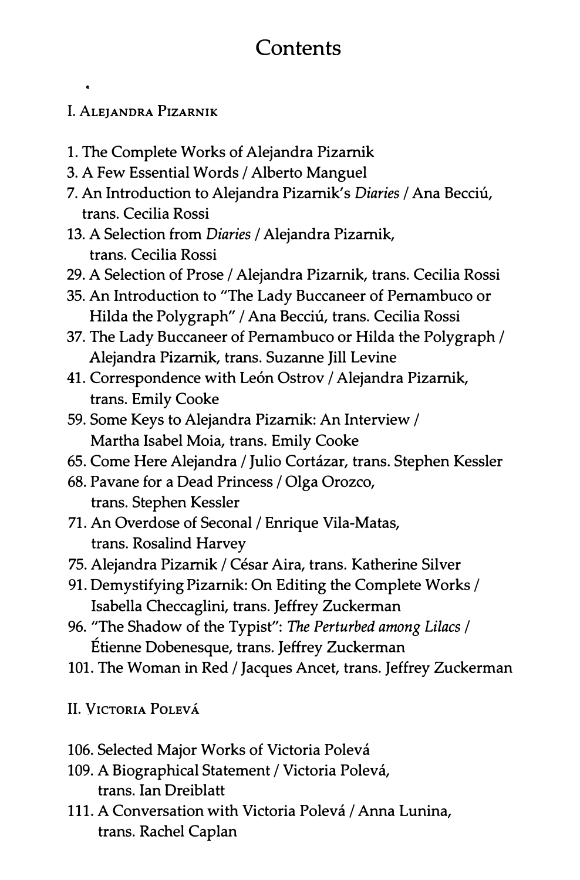# Contents

I. Alejandra Pizarnik

1. The Complete Works of Alejandra Pizarnik
3. A Few Essential Words / Alberto Manguel
7. An Introduction to Alejandra Pizarnik's *Diaries* / Ana Becciú, trans. Cecilia Rossi
13. A Selection from *Diaries* / Alejandra Pizarnik, trans. Cecilia Rossi
29. A Selection of Prose / Alejandra Pizarnik, trans. Cecilia Rossi
35. An Introduction to "The Lady Buccaneer of Pernambuco or Hilda the Polygraph" / Ana Becciú, trans. Cecilia Rossi
37. The Lady Buccaneer of Pernambuco or Hilda the Polygraph / Alejandra Pizarnik, trans. Suzanne Jill Levine
41. Correspondence with León Ostrov / Alejandra Pizarnik, trans. Emily Cooke
59. Some Keys to Alejandra Pizarnik: An Interview / Martha Isabel Moia, trans. Emily Cooke
65. Come Here Alejandra / Julio Cortázar, trans. Stephen Kessler
68. Pavane for a Dead Princess / Olga Orozco, trans. Stephen Kessler
71. An Overdose of Seconal / Enrique Vila-Matas, trans. Rosalind Harvey
75. Alejandra Pizarnik / César Aira, trans. Katherine Silver
91. Demystifying Pizarnik: On Editing the Complete Works / Isabella Checcaglini, trans. Jeffrey Zuckerman
96. "The Shadow of the Typist": *The Perturbed among Lilacs* / Étienne Dobenesque, trans. Jeffrey Zuckerman
101. The Woman in Red / Jacques Ancet, trans. Jeffrey Zuckerman

II. Victoria Polevá

106. Selected Major Works of Victoria Polevá
109. A Biographical Statement / Victoria Polevá, trans. Ian Dreiblatt
111. A Conversation with Victoria Polevá / Anna Lunina, trans. Rachel Caplan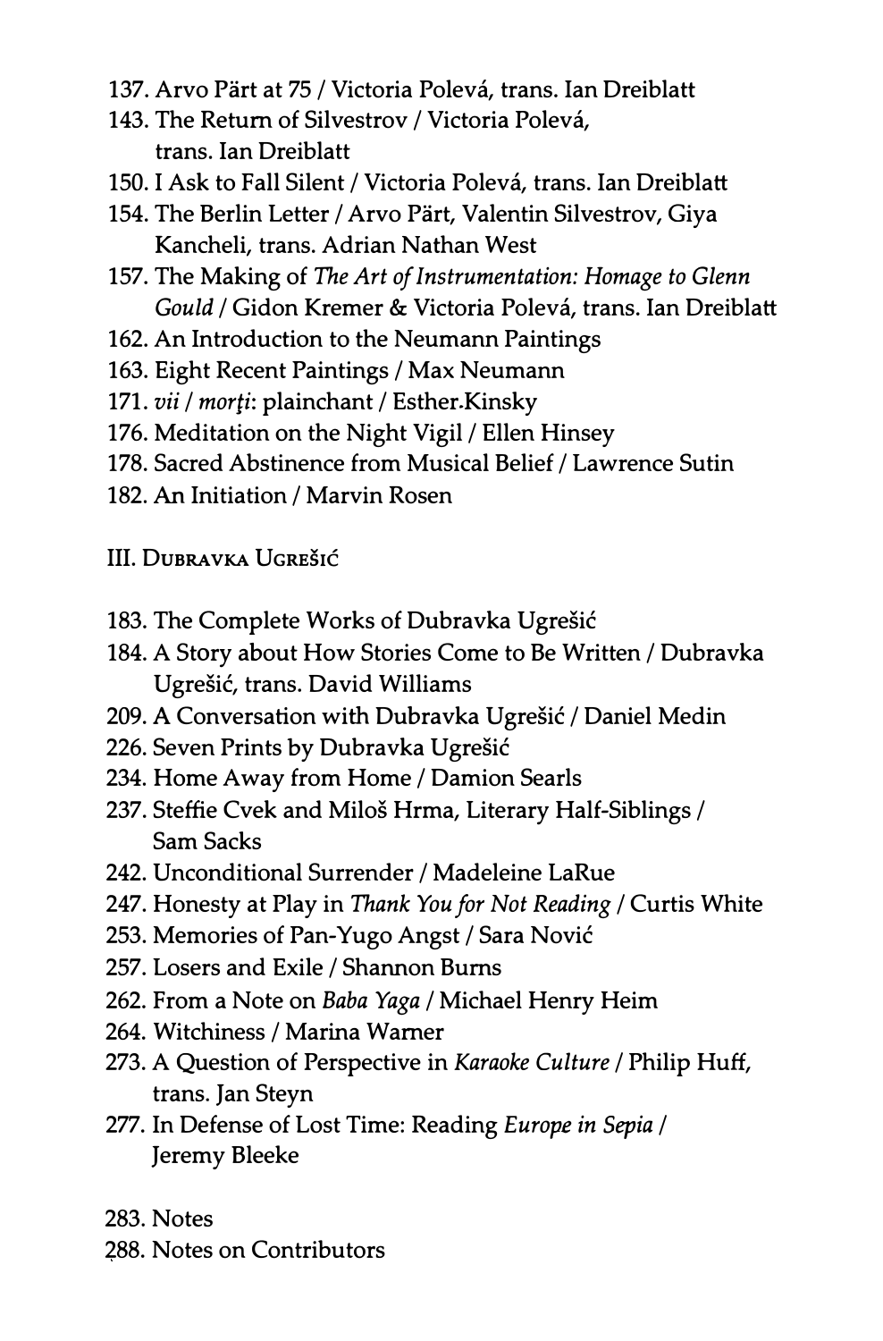137. Arvo Pärt at 75 / Victoria Polevá, trans. Ian Dreiblatt
143. The Return of Silvestrov / Victoria Polevá, trans. Ian Dreiblatt
150. I Ask to Fall Silent / Victoria Polevá, trans. Ian Dreiblatt
154. The Berlin Letter / Arvo Pärt, Valentin Silvestrov, Giya Kancheli, trans. Adrian Nathan West
157. The Making of *The Art of Instrumentation: Homage to Glenn Gould* / Gidon Kremer & Victoria Polevá, trans. Ian Dreiblatt
162. An Introduction to the Neumann Paintings
163. Eight Recent Paintings / Max Neumann
171. *vii / morți*: plainchant / Esther Kinsky
176. Meditation on the Night Vigil / Ellen Hinsey
178. Sacred Abstinence from Musical Belief / Lawrence Sutin
182. An Initiation / Marvin Rosen

III. Dubravka Ugrešić

183. The Complete Works of Dubravka Ugrešić
184. A Story about How Stories Come to Be Written / Dubravka Ugrešić, trans. David Williams
209. A Conversation with Dubravka Ugrešić / Daniel Medin
226. Seven Prints by Dubravka Ugrešić
234. Home Away from Home / Damion Searls
237. Steffie Cvek and Miloš Hrma, Literary Half-Siblings / Sam Sacks
242. Unconditional Surrender / Madeleine LaRue
247. Honesty at Play in *Thank You for Not Reading* / Curtis White
253. Memories of Pan-Yugo Angst / Sara Nović
257. Losers and Exile / Shannon Burns
262. From a Note on *Baba Yaga* / Michael Henry Heim
264. Witchiness / Marina Warner
273. A Question of Perspective in *Karaoke Culture* / Philip Huff, trans. Jan Steyn
277. In Defense of Lost Time: Reading *Europe in Sepia* / Jeremy Bleeke

283. Notes
288. Notes on Contributors